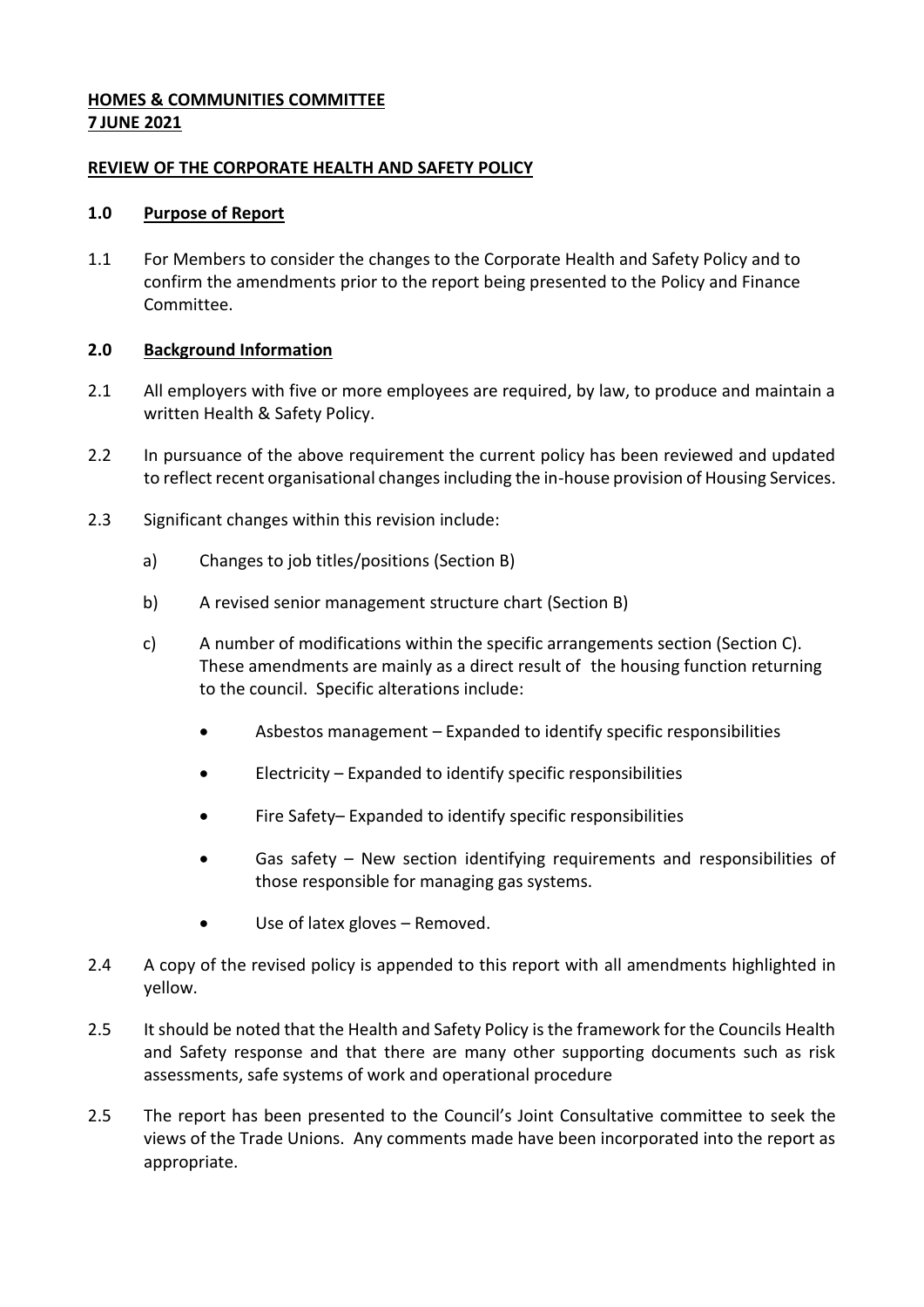**HOMES & COMMUNITIES COMMITTEE**
**7 JUNE 2021**

**REVIEW OF THE CORPORATE HEALTH AND SAFETY POLICY**

## 1.0 Purpose of Report

1.1 For Members to consider the changes to the Corporate Health and Safety Policy and to confirm the amendments prior to the report being presented to the Policy and Finance Committee.

## 2.0 Background Information

2.1 All employers with five or more employees are required, by law, to produce and maintain a written Health & Safety Policy.

2.2 In pursuance of the above requirement the current policy has been reviewed and updated to reflect recent organisational changes including the in-house provision of Housing Services.

2.3 Significant changes within this revision include:

a) Changes to job titles/positions (Section B)

b) A revised senior management structure chart (Section B)

c) A number of modifications within the specific arrangements section (Section C). These amendments are mainly as a direct result of the housing function returning to the council. Specific alterations include:

- Asbestos management – Expanded to identify specific responsibilities
- Electricity – Expanded to identify specific responsibilities
- Fire Safety– Expanded to identify specific responsibilities
- Gas safety – New section identifying requirements and responsibilities of those responsible for managing gas systems.
- Use of latex gloves – Removed.

2.4 A copy of the revised policy is appended to this report with all amendments highlighted in yellow.

2.5 It should be noted that the Health and Safety Policy is the framework for the Councils Health and Safety response and that there are many other supporting documents such as risk assessments, safe systems of work and operational procedure

2.5 The report has been presented to the Council's Joint Consultative committee to seek the views of the Trade Unions. Any comments made have been incorporated into the report as appropriate.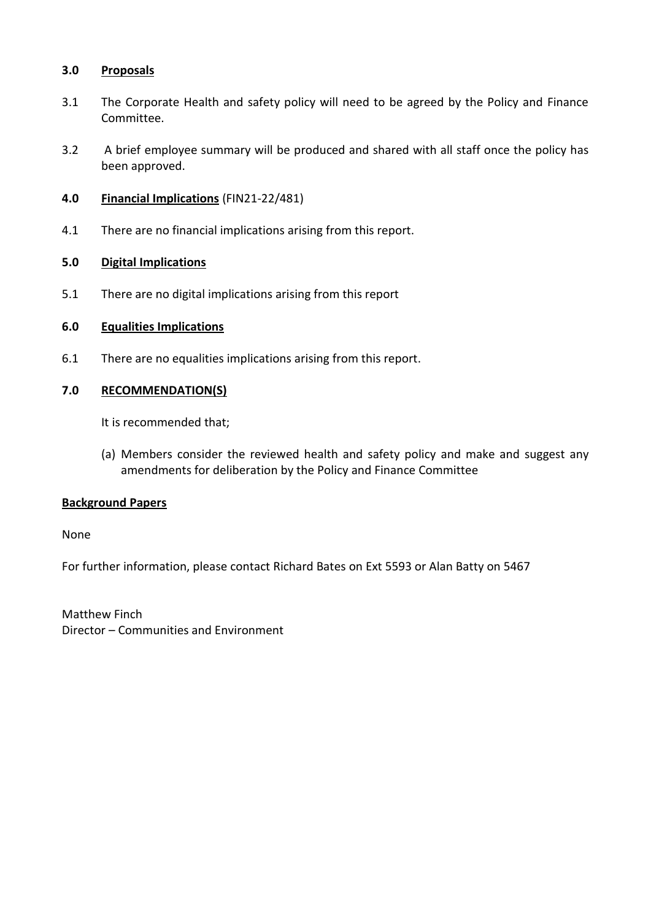## 3.0 Proposals

3.1 The Corporate Health and safety policy will need to be agreed by the Policy and Finance Committee.

3.2 A brief employee summary will be produced and shared with all staff once the policy has been approved.

## 4.0 Financial Implications (FIN21-22/481)

4.1 There are no financial implications arising from this report.

## 5.0 Digital Implications

5.1 There are no digital implications arising from this report

## 6.0 Equalities Implications

6.1 There are no equalities implications arising from this report.

## 7.0 RECOMMENDATION(S)

It is recommended that;

(a) Members consider the reviewed health and safety policy and make and suggest any amendments for deliberation by the Policy and Finance Committee

**Background Papers**

None

For further information, please contact Richard Bates on Ext 5593 or Alan Batty on 5467

Matthew Finch
Director – Communities and Environment